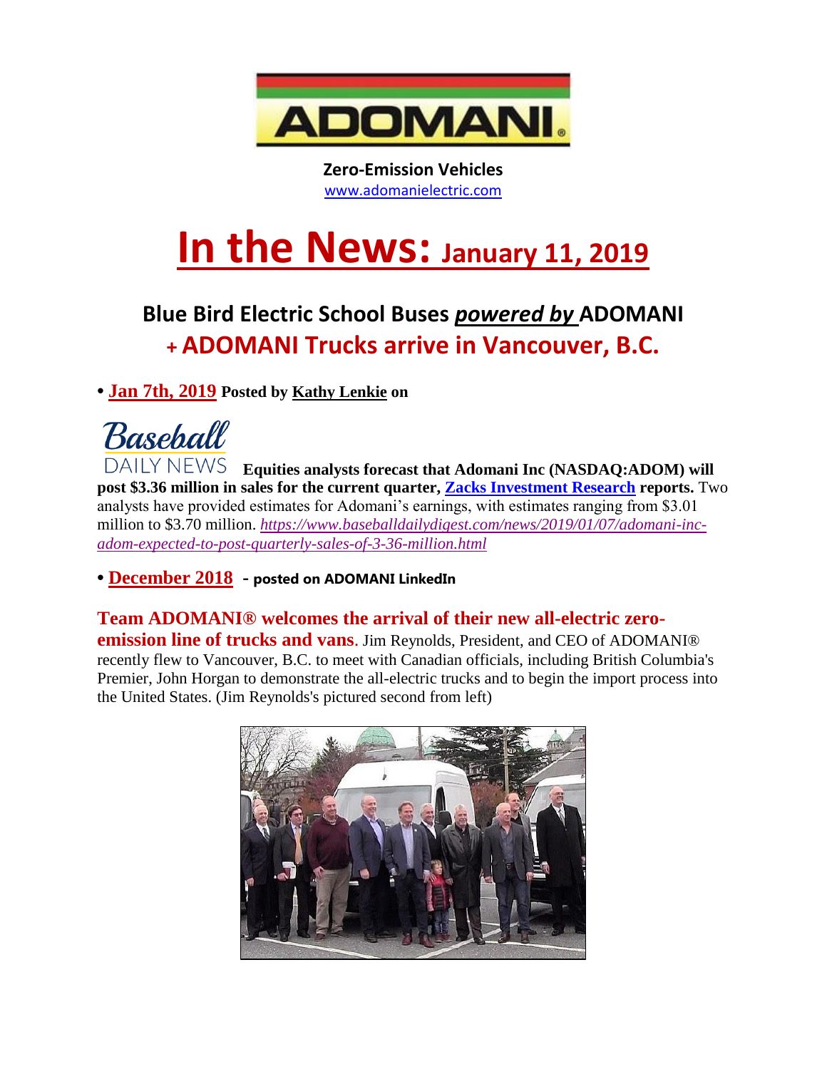**ADOMANI®**

**Zero-Emission Vehicles**
www.adomanielectric.com

# In the News: January 11, 2019

## Blue Bird Electric School Buses *powered by* ADOMANI
## + ADOMANI Trucks arrive in Vancouver, B.C.

• **Jan 7th, 2019** **Posted by Kathy Lenkie on**

Baseball DAILY NEWS **Equities analysts forecast that Adomani Inc (NASDAQ:ADOM) will post $3.36 million in sales for the current quarter, Zacks Investment Research reports.** Two analysts have provided estimates for Adomani's earnings, with estimates ranging from $3.01 million to $3.70 million. *https://www.baseballdailydigest.com/news/2019/01/07/adomani-inc-adom-expected-to-post-quarterly-sales-of-3-36-million.html*

• **December 2018** **- posted on ADOMANI LinkedIn**

**Team ADOMANI® welcomes the arrival of their new all-electric zero-emission line of trucks and vans.** Jim Reynolds, President, and CEO of ADOMANI® recently flew to Vancouver, B.C. to meet with Canadian officials, including British Columbia's Premier, John Horgan to demonstrate the all-electric trucks and to begin the import process into the United States. (Jim Reynolds's pictured second from left)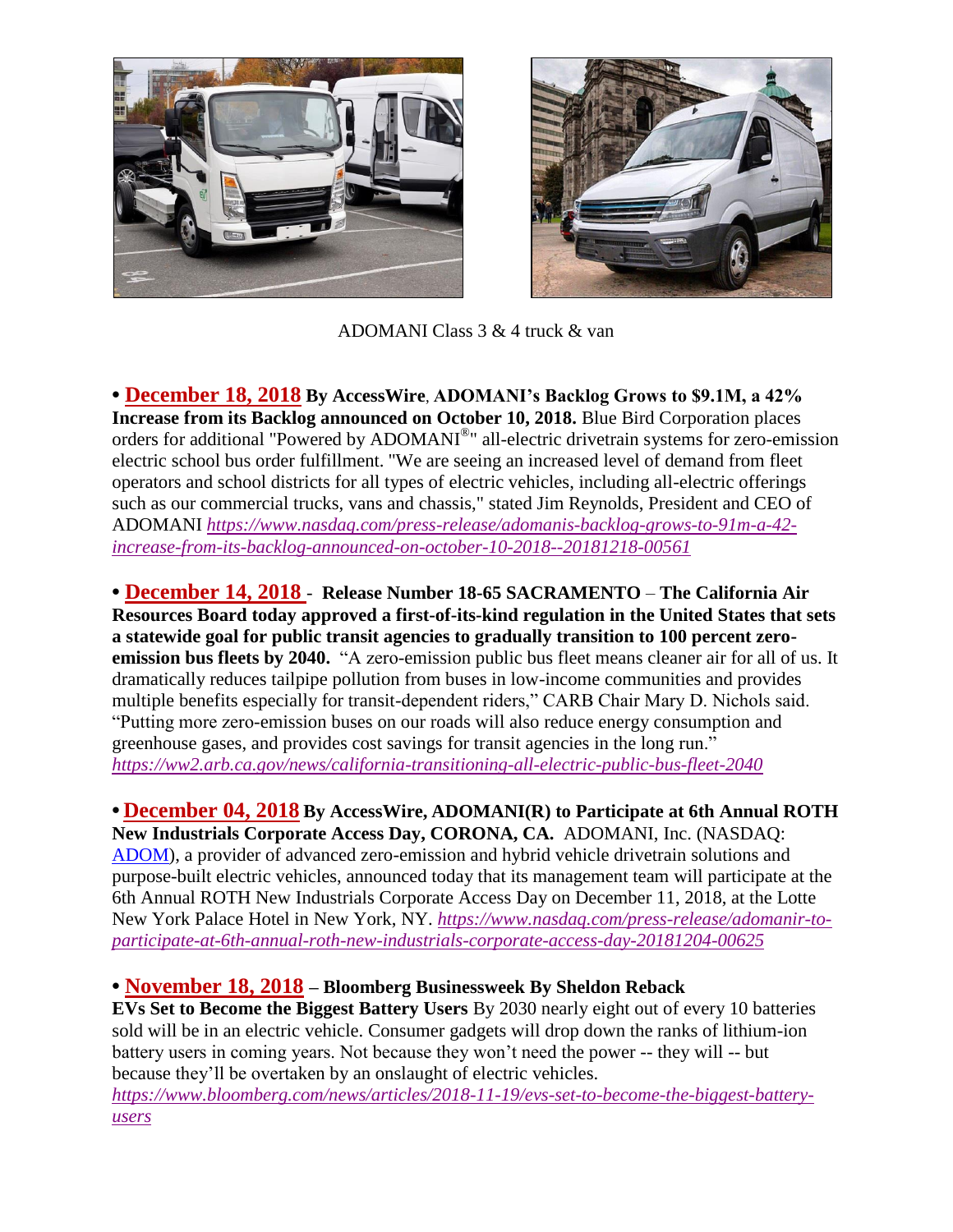ADOMANI Class 3 & 4 truck & van

• **December 18, 2018** **By AccessWire**, **ADOMANI's Backlog Grows to $9.1M, a 42% Increase from its Backlog announced on October 10, 2018.** Blue Bird Corporation places orders for additional "Powered by ADOMANI®" all-electric drivetrain systems for zero-emission electric school bus order fulfillment. "We are seeing an increased level of demand from fleet operators and school districts for all types of electric vehicles, including all-electric offerings such as our commercial trucks, vans and chassis," stated Jim Reynolds, President and CEO of ADOMANI *https://www.nasdaq.com/press-release/adomanis-backlog-grows-to-91m-a-42-increase-from-its-backlog-announced-on-october-10-2018--20181218-00561*

• **December 14, 2018** - **Release Number 18-65 SACRAMENTO** – **The California Air Resources Board today approved a first-of-its-kind regulation in the United States that sets a statewide goal for public transit agencies to gradually transition to 100 percent zero-emission bus fleets by 2040.** "A zero-emission public bus fleet means cleaner air for all of us. It dramatically reduces tailpipe pollution from buses in low-income communities and provides multiple benefits especially for transit-dependent riders," CARB Chair Mary D. Nichols said. "Putting more zero-emission buses on our roads will also reduce energy consumption and greenhouse gases, and provides cost savings for transit agencies in the long run." *https://ww2.arb.ca.gov/news/california-transitioning-all-electric-public-bus-fleet-2040*

• **December 04, 2018** **By AccessWire, ADOMANI(R) to Participate at 6th Annual ROTH New Industrials Corporate Access Day, CORONA, CA.** ADOMANI, Inc. (NASDAQ: ADOM), a provider of advanced zero-emission and hybrid vehicle drivetrain solutions and purpose-built electric vehicles, announced today that its management team will participate at the 6th Annual ROTH New Industrials Corporate Access Day on December 11, 2018, at the Lotte New York Palace Hotel in New York, NY. *https://www.nasdaq.com/press-release/adomanir-to-participate-at-6th-annual-roth-new-industrials-corporate-access-day-20181204-00625*

• **November 18, 2018** – **Bloomberg Businessweek By Sheldon Reback**
**EVs Set to Become the Biggest Battery Users** By 2030 nearly eight out of every 10 batteries sold will be in an electric vehicle. Consumer gadgets will drop down the ranks of lithium-ion battery users in coming years. Not because they won't need the power -- they will -- but because they'll be overtaken by an onslaught of electric vehicles.
*https://www.bloomberg.com/news/articles/2018-11-19/evs-set-to-become-the-biggest-battery-users*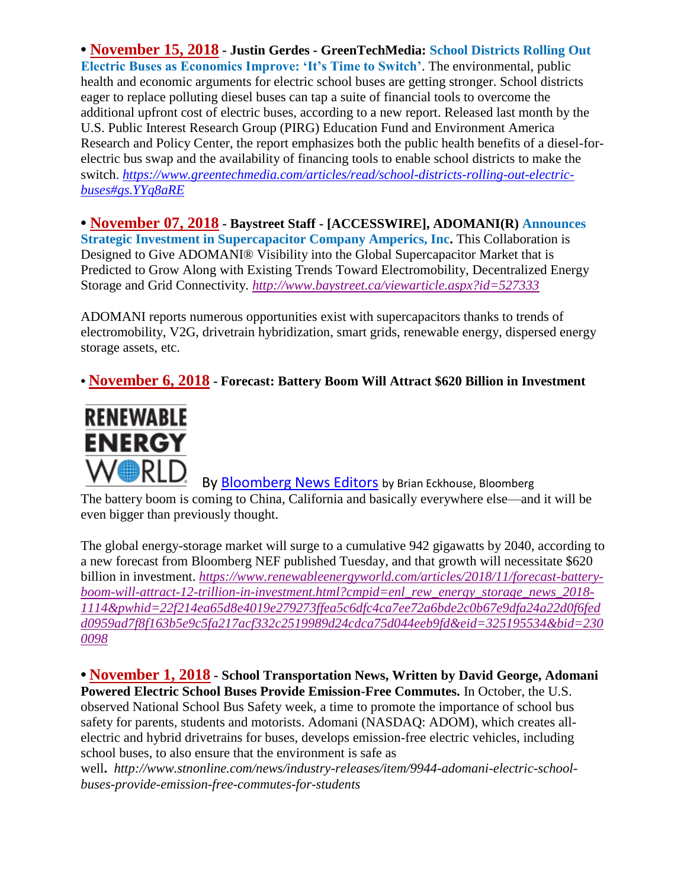**• November 15, 2018 - Justin Gerdes - GreenTechMedia: School Districts Rolling Out Electric Buses as Economics Improve: 'It's Time to Switch'**. The environmental, public health and economic arguments for electric school buses are getting stronger. School districts eager to replace polluting diesel buses can tap a suite of financial tools to overcome the additional upfront cost of electric buses, according to a new report. Released last month by the U.S. Public Interest Research Group (PIRG) Education Fund and Environment America Research and Policy Center, the report emphasizes both the public health benefits of a diesel-for-electric bus swap and the availability of financing tools to enable school districts to make the switch. *https://www.greentechmedia.com/articles/read/school-districts-rolling-out-electric-buses#gs.YYq8aRE*

**• November 07, 2018 - Baystreet Staff - [ACCESSWIRE], ADOMANI(R) Announces Strategic Investment in Supercapacitor Company Amperics, Inc.** This Collaboration is Designed to Give ADOMANI® Visibility into the Global Supercapacitor Market that is Predicted to Grow Along with Existing Trends Toward Electromobility, Decentralized Energy Storage and Grid Connectivity. *http://www.baystreet.ca/viewarticle.aspx?id=527333*

ADOMANI reports numerous opportunities exist with supercapacitors thanks to trends of electromobility, V2G, drivetrain hybridization, smart grids, renewable energy, dispersed energy storage assets, etc.

**• November 6, 2018 - Forecast: Battery Boom Will Attract $620 Billion in Investment**

RENEWABLE ENERGY WORLD

By Bloomberg News Editors by Brian Eckhouse, Bloomberg

The battery boom is coming to China, California and basically everywhere else—and it will be even bigger than previously thought.

The global energy-storage market will surge to a cumulative 942 gigawatts by 2040, according to a new forecast from Bloomberg NEF published Tuesday, and that growth will necessitate $620 billion in investment. *https://www.renewableenergyworld.com/articles/2018/11/forecast-battery-boom-will-attract-12-trillion-in-investment.html?cmpid=enl_rew_energy_storage_news_2018-1114&pwhid=22f214ea65d8e4019e279273ffea5c6dfc4ca7ee72a6bde2c0b67e9dfa24a22d0f6fedd0959ad7f8f163b5e9c5fa217acf332c2519989d24cdca75d044eeb9fd&eid=325195534&bid=2300098*

**• November 1, 2018 - School Transportation News, Written by David George, Adomani Powered Electric School Buses Provide Emission-Free Commutes.** In October, the U.S. observed National School Bus Safety week, a time to promote the importance of school bus safety for parents, students and motorists. Adomani (NASDAQ: ADOM), which creates all-electric and hybrid drivetrains for buses, develops emission-free electric vehicles, including school buses, to also ensure that the environment is safe as well**.** *http://www.stnonline.com/news/industry-releases/item/9944-adomani-electric-school-buses-provide-emission-free-commutes-for-students*